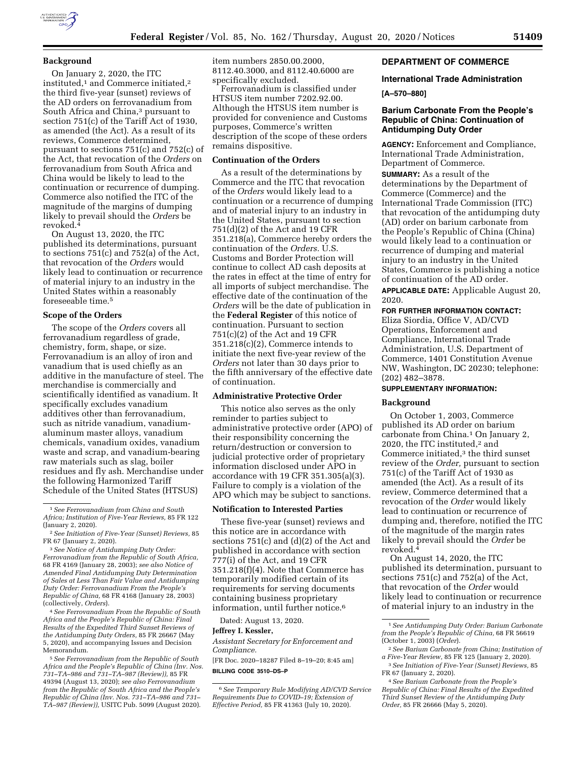**Background**

On January 2, 2020, the ITC instituted,[1] and Commerce initiated,[2] the third five-year (sunset) reviews of the AD orders on ferrovanadium from South Africa and China,[3] pursuant to section 751(c) of the Tariff Act of 1930, as amended (the Act). As a result of its reviews, Commerce determined, pursuant to sections 751(c) and 752(c) of the Act, that revocation of the *Orders* on ferrovanadium from South Africa and China would be likely to lead to the continuation or recurrence of dumping. Commerce also notified the ITC of the magnitude of the margins of dumping likely to prevail should the *Orders* be revoked.[4]

On August 13, 2020, the ITC published its determinations, pursuant to sections 751(c) and 752(a) of the Act, that revocation of the *Orders* would likely lead to continuation or recurrence of material injury to an industry in the United States within a reasonably foreseeable time.[5]

**Scope of the Orders**

The scope of the *Orders* covers all ferrovanadium regardless of grade, chemistry, form, shape, or size. Ferrovanadium is an alloy of iron and vanadium that is used chiefly as an additive in the manufacture of steel. The merchandise is commercially and scientifically identified as vanadium. It specifically excludes vanadium additives other than ferrovanadium, such as nitride vanadium, vanadium-aluminum master alloys, vanadium chemicals, vanadium oxides, vanadium waste and scrap, and vanadium-bearing raw materials such as slag, boiler residues and fly ash. Merchandise under the following Harmonized Tariff Schedule of the United States (HTSUS) item numbers 2850.00.2000, 8112.40.3000, and 8112.40.6000 are specifically excluded.

Ferrovanadium is classified under HTSUS item number 7202.92.00. Although the HTSUS item number is provided for convenience and Customs purposes, Commerce's written description of the scope of these orders remains dispositive.

**Continuation of the Orders**

As a result of the determinations by Commerce and the ITC that revocation of the *Orders* would likely lead to a continuation or a recurrence of dumping and of material injury to an industry in the United States, pursuant to section 751(d)(2) of the Act and 19 CFR 351.218(a), Commerce hereby orders the continuation of the *Orders.* U.S. Customs and Border Protection will continue to collect AD cash deposits at the rates in effect at the time of entry for all imports of subject merchandise. The effective date of the continuation of the *Orders* will be the date of publication in the **Federal Register** of this notice of continuation. Pursuant to section 751(c)(2) of the Act and 19 CFR 351.218(c)(2), Commerce intends to initiate the next five-year review of the *Orders* not later than 30 days prior to the fifth anniversary of the effective date of continuation.

**Administrative Protective Order**

This notice also serves as the only reminder to parties subject to administrative protective order (APO) of their responsibility concerning the return/destruction or conversion to judicial protective order of proprietary information disclosed under APO in accordance with 19 CFR 351.305(a)(3). Failure to comply is a violation of the APO which may be subject to sanctions.

**Notification to Interested Parties**

These five-year (sunset) reviews and this notice are in accordance with sections 751(c) and (d)(2) of the Act and published in accordance with section 777(i) of the Act, and 19 CFR 351.218(f)(4). Note that Commerce has temporarily modified certain of its requirements for serving documents containing business proprietary information, until further notice.[6]

Dated: August 13, 2020.

**Jeffrey I. Kessler,**

*Assistant Secretary for Enforcement and Compliance.*

[FR Doc. 2020–18287 Filed 8–19–20; 8:45 am]

**BILLING CODE 3510–DS–P**

[1] *See Ferrovanadium from China and South Africa; Institution of Five-Year Reviews,* 85 FR 122 (January 2, 2020).

[2] *See Initiation of Five-Year (Sunset) Reviews,* 85 FR 67 (January 2, 2020).

[3] *See Notice of Antidumping Duty Order: Ferrovanadium from the Republic of South Africa,* 68 FR 4169 (January 28, 2003); *see also Notice of Amended Final Antidumping Duty Determination of Sales at Less Than Fair Value and Antidumping Duty Order: Ferrovanadium From the People's Republic of China,* 68 FR 4168 (January 28, 2003) (collectively, *Orders*).

[4] *See Ferrovanadium From the Republic of South Africa and the People's Republic of China: Final Results of the Expedited Third Sunset Reviews of the Antidumping Duty Orders,* 85 FR 26667 (May 5, 2020), and accompanying Issues and Decision Memorandum.

[5] *See Ferrovanadium from the Republic of South Africa and the People's Republic of China (Inv. Nos. 731–TA–986 and 731–TA–987 (Review)),* 85 FR 49394 (August 13, 2020); *see also Ferrovanadium from the Republic of South Africa and the People's Republic of China (Inv. Nos. 731–TA–986 and 731–TA–987 (Review)),* USITC Pub. 5099 (August 2020).

[6] *See Temporary Rule Modifying AD/CVD Service Requirements Due to COVID–19; Extension of Effective Period,* 85 FR 41363 (July 10, 2020).

## DEPARTMENT OF COMMERCE

### International Trade Administration

**[A–570–880]**

### Barium Carbonate From the People's Republic of China: Continuation of Antidumping Duty Order

**AGENCY:** Enforcement and Compliance, International Trade Administration, Department of Commerce.

**SUMMARY:** As a result of the determinations by the Department of Commerce (Commerce) and the International Trade Commission (ITC) that revocation of the antidumping duty (AD) order on barium carbonate from the People's Republic of China (China) would likely lead to a continuation or recurrence of dumping and material injury to an industry in the United States, Commerce is publishing a notice of continuation of the AD order.

**APPLICABLE DATE:** Applicable August 20, 2020.

**FOR FURTHER INFORMATION CONTACT:** Eliza Siordia, Office V, AD/CVD Operations, Enforcement and Compliance, International Trade Administration, U.S. Department of Commerce, 1401 Constitution Avenue NW, Washington, DC 20230; telephone: (202) 482–3878.

**SUPPLEMENTARY INFORMATION:**

**Background**

On October 1, 2003, Commerce published its AD order on barium carbonate from China.[1] On January 2, 2020, the ITC instituted,[2] and Commerce initiated,[3] the third sunset review of the *Order,* pursuant to section 751(c) of the Tariff Act of 1930 as amended (the Act). As a result of its review, Commerce determined that a revocation of the *Order* would likely lead to continuation or recurrence of dumping and, therefore, notified the ITC of the magnitude of the margin rates likely to prevail should the *Order* be revoked.[4]

On August 14, 2020, the ITC published its determination, pursuant to sections 751(c) and 752(a) of the Act, that revocation of the *Order* would likely lead to continuation or recurrence of material injury to an industry in the

[1] *See Antidumping Duty Order: Barium Carbonate from the People's Republic of China,* 68 FR 56619 (October 1, 2003) (*Order*).

[2] *See Barium Carbonate from China; Institution of a Five-Year Review,* 85 FR 125 (January 2, 2020).

[3] *See Initiation of Five-Year (Sunset) Reviews,* 85 FR 67 (January 2, 2020).

[4] *See Barium Carbonate from the People's Republic of China: Final Results of the Expedited Third Sunset Review of the Antidumping Duty Order,* 85 FR 26666 (May 5, 2020).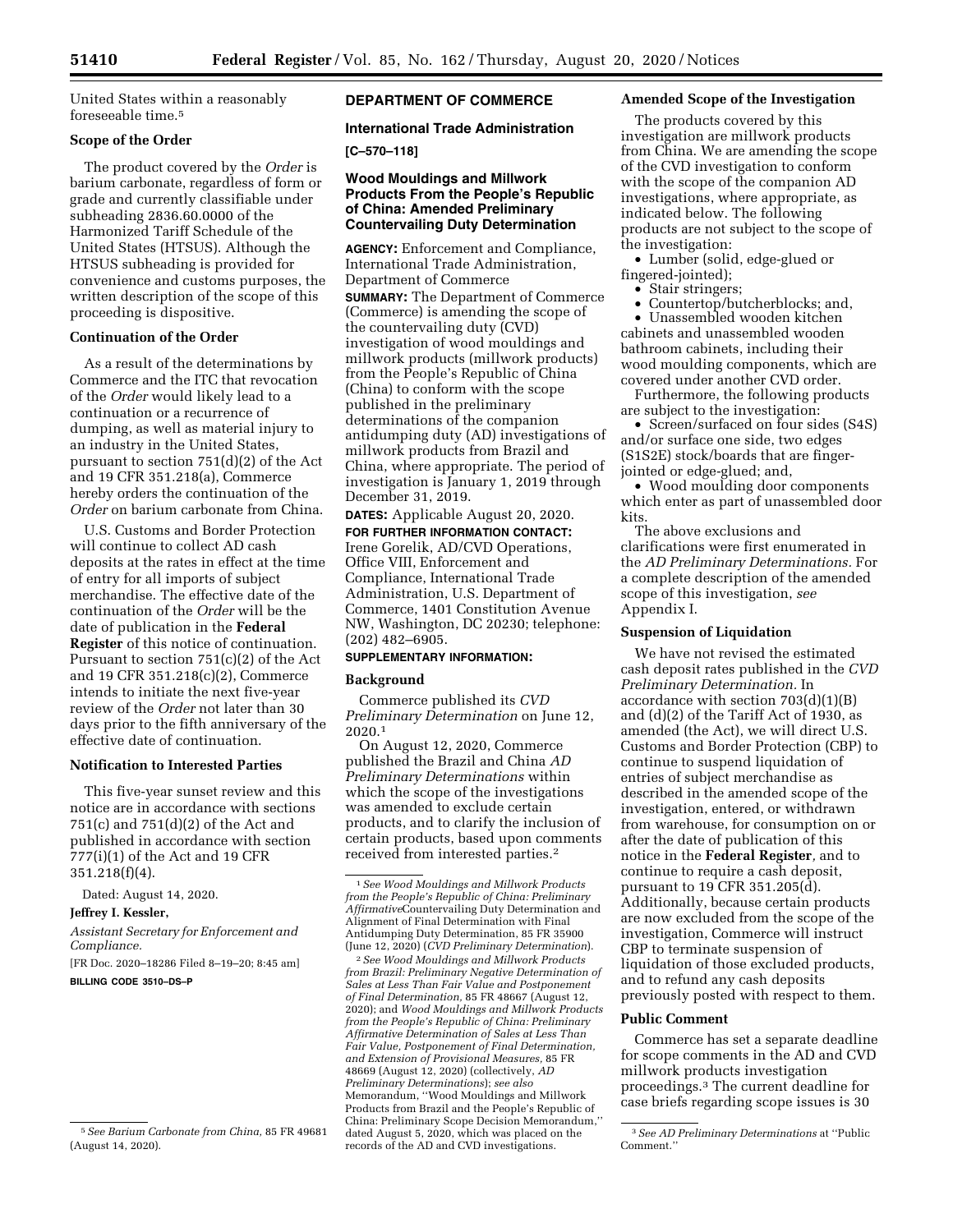United States within a reasonably foreseeable time.[5]

### Scope of the Order

The product covered by the *Order* is barium carbonate, regardless of form or grade and currently classifiable under subheading 2836.60.0000 of the Harmonized Tariff Schedule of the United States (HTSUS). Although the HTSUS subheading is provided for convenience and customs purposes, the written description of the scope of this proceeding is dispositive.

### Continuation of the Order

As a result of the determinations by Commerce and the ITC that revocation of the *Order* would likely lead to a continuation or a recurrence of dumping, as well as material injury to an industry in the United States, pursuant to section 751(d)(2) of the Act and 19 CFR 351.218(a), Commerce hereby orders the continuation of the *Order* on barium carbonate from China.

U.S. Customs and Border Protection will continue to collect AD cash deposits at the rates in effect at the time of entry for all imports of subject merchandise. The effective date of the continuation of the *Order* will be the date of publication in the **Federal Register** of this notice of continuation. Pursuant to section 751(c)(2) of the Act and 19 CFR 351.218(c)(2), Commerce intends to initiate the next five-year review of the *Order* not later than 30 days prior to the fifth anniversary of the effective date of continuation.

### Notification to Interested Parties

This five-year sunset review and this notice are in accordance with sections 751(c) and 751(d)(2) of the Act and published in accordance with section 777(i)(1) of the Act and 19 CFR 351.218(f)(4).

Dated: August 14, 2020.

**Jeffrey I. Kessler,**

*Assistant Secretary for Enforcement and Compliance.*

[FR Doc. 2020–18286 Filed 8–19–20; 8:45 am]

**BILLING CODE 3510–DS–P**

[5] *See Barium Carbonate from China,* 85 FR 49681 (August 14, 2020).

## DEPARTMENT OF COMMERCE

### International Trade Administration

**[C–570–118]**

### Wood Mouldings and Millwork Products From the People's Republic of China: Amended Preliminary Countervailing Duty Determination

**AGENCY:** Enforcement and Compliance, International Trade Administration, Department of Commerce

**SUMMARY:** The Department of Commerce (Commerce) is amending the scope of the countervailing duty (CVD) investigation of wood mouldings and millwork products (millwork products) from the People's Republic of China (China) to conform with the scope published in the preliminary determinations of the companion antidumping duty (AD) investigations of millwork products from Brazil and China, where appropriate. The period of investigation is January 1, 2019 through December 31, 2019.

**DATES:** Applicable August 20, 2020.

**FOR FURTHER INFORMATION CONTACT:** Irene Gorelik, AD/CVD Operations, Office VIII, Enforcement and Compliance, International Trade Administration, U.S. Department of Commerce, 1401 Constitution Avenue NW, Washington, DC 20230; telephone: (202) 482–6905.

**SUPPLEMENTARY INFORMATION:**

### Background

Commerce published its *CVD Preliminary Determination* on June 12, 2020.[1]

On August 12, 2020, Commerce published the Brazil and China *AD Preliminary Determinations* within which the scope of the investigations was amended to exclude certain products, and to clarify the inclusion of certain products, based upon comments received from interested parties.[2]

[1] *See Wood Mouldings and Millwork Products from the People's Republic of China: Preliminary Affirmative*Countervailing Duty Determination and Alignment of Final Determination with Final Antidumping Duty Determination, 85 FR 35900 (June 12, 2020) (*CVD Preliminary Determination*).

[2] *See Wood Mouldings and Millwork Products from Brazil: Preliminary Negative Determination of Sales at Less Than Fair Value and Postponement of Final Determination,* 85 FR 48667 (August 12, 2020); and *Wood Mouldings and Millwork Products from the People's Republic of China: Preliminary Affirmative Determination of Sales at Less Than Fair Value, Postponement of Final Determination, and Extension of Provisional Measures,* 85 FR 48669 (August 12, 2020) (collectively, *AD Preliminary Determinations*); *see also* Memorandum, ''Wood Mouldings and Millwork Products from Brazil and the People's Republic of China: Preliminary Scope Decision Memorandum,'' dated August 5, 2020, which was placed on the records of the AD and CVD investigations.

### Amended Scope of the Investigation

The products covered by this investigation are millwork products from China. We are amending the scope of the CVD investigation to conform with the scope of the companion AD investigations, where appropriate, as indicated below. The following products are not subject to the scope of the investigation:

- Lumber (solid, edge-glued or fingered-jointed);
- Stair stringers;
- Countertop/butcherblocks; and,
- Unassembled wooden kitchen cabinets and unassembled wooden bathroom cabinets, including their wood moulding components, which are covered under another CVD order.

Furthermore, the following products are subject to the investigation:

- Screen/surfaced on four sides (S4S) and/or surface one side, two edges (S1S2E) stock/boards that are finger-jointed or edge-glued; and,
- Wood moulding door components which enter as part of unassembled door kits.

The above exclusions and clarifications were first enumerated in the *AD Preliminary Determinations.* For a complete description of the amended scope of this investigation, *see* Appendix I.

### Suspension of Liquidation

We have not revised the estimated cash deposit rates published in the *CVD Preliminary Determination.* In accordance with section 703(d)(1)(B) and (d)(2) of the Tariff Act of 1930, as amended (the Act), we will direct U.S. Customs and Border Protection (CBP) to continue to suspend liquidation of entries of subject merchandise as described in the amended scope of the investigation, entered, or withdrawn from warehouse, for consumption on or after the date of publication of this notice in the **Federal Register**, and to continue to require a cash deposit, pursuant to 19 CFR 351.205(d). Additionally, because certain products are now excluded from the scope of the investigation, Commerce will instruct CBP to terminate suspension of liquidation of those excluded products, and to refund any cash deposits previously posted with respect to them.

### Public Comment

Commerce has set a separate deadline for scope comments in the AD and CVD millwork products investigation proceedings.[3] The current deadline for case briefs regarding scope issues is 30

[3] *See AD Preliminary Determinations* at ''Public Comment.''